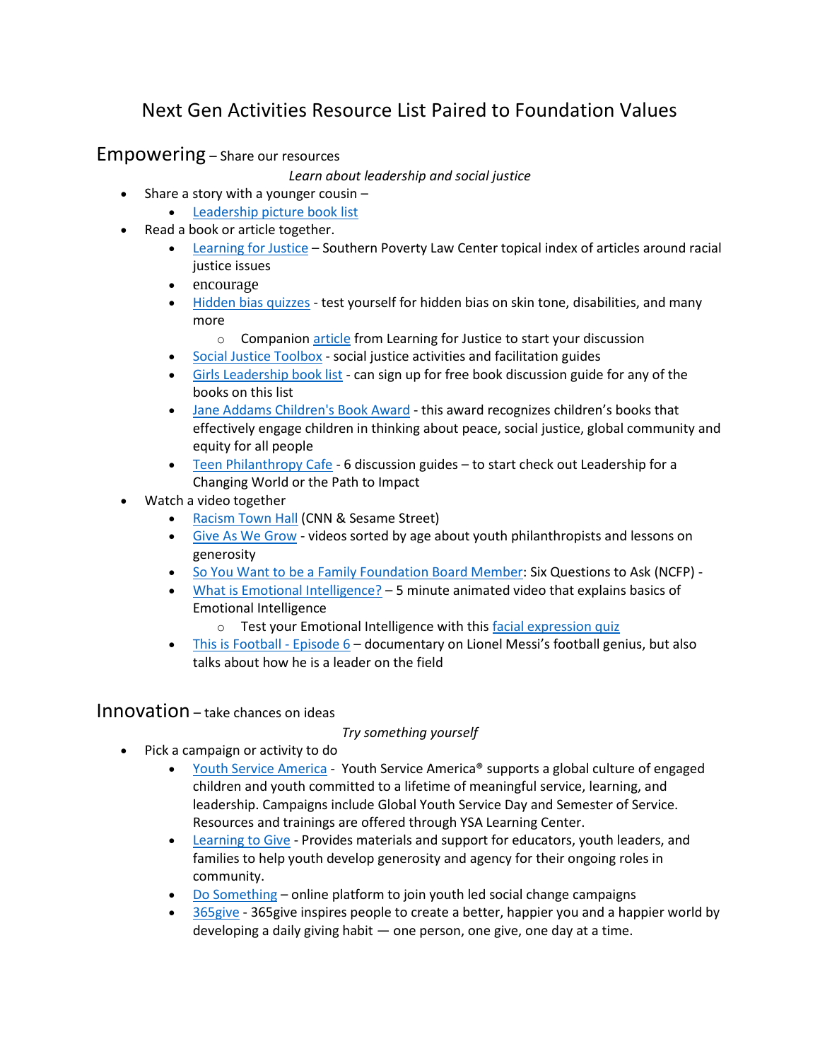# Next Gen Activities Resource List Paired to Foundation Values

## Empowering – Share our resources

*Learn about leadership and social justice*

- Share a story with a younger cousin –
  - Leadership picture book list
- Read a book or article together.
  - Learning for Justice – Southern Poverty Law Center topical index of articles around racial justice issues
  - encourage
  - Hidden bias quizzes - test yourself for hidden bias on skin tone, disabilities, and many more
    - Companion article from Learning for Justice to start your discussion
  - Social Justice Toolbox - social justice activities and facilitation guides
  - Girls Leadership book list - can sign up for free book discussion guide for any of the books on this list
  - Jane Addams Children's Book Award - this award recognizes children's books that effectively engage children in thinking about peace, social justice, global community and equity for all people
  - Teen Philanthropy Cafe - 6 discussion guides – to start check out Leadership for a Changing World or the Path to Impact
- Watch a video together
  - Racism Town Hall (CNN & Sesame Street)
  - Give As We Grow - videos sorted by age about youth philanthropists and lessons on generosity
  - So You Want to be a Family Foundation Board Member: Six Questions to Ask (NCFP) -
  - What is Emotional Intelligence? – 5 minute animated video that explains basics of Emotional Intelligence
    - Test your Emotional Intelligence with this facial expression quiz
  - This is Football - Episode 6 – documentary on Lionel Messi's football genius, but also talks about how he is a leader on the field

## Innovation – take chances on ideas

*Try something yourself*

- Pick a campaign or activity to do
  - Youth Service America - Youth Service America® supports a global culture of engaged children and youth committed to a lifetime of meaningful service, learning, and leadership. Campaigns include Global Youth Service Day and Semester of Service. Resources and trainings are offered through YSA Learning Center.
  - Learning to Give - Provides materials and support for educators, youth leaders, and families to help youth develop generosity and agency for their ongoing roles in community.
  - Do Something – online platform to join youth led social change campaigns
  - 365give - 365give inspires people to create a better, happier you and a happier world by developing a daily giving habit — one person, one give, one day at a time.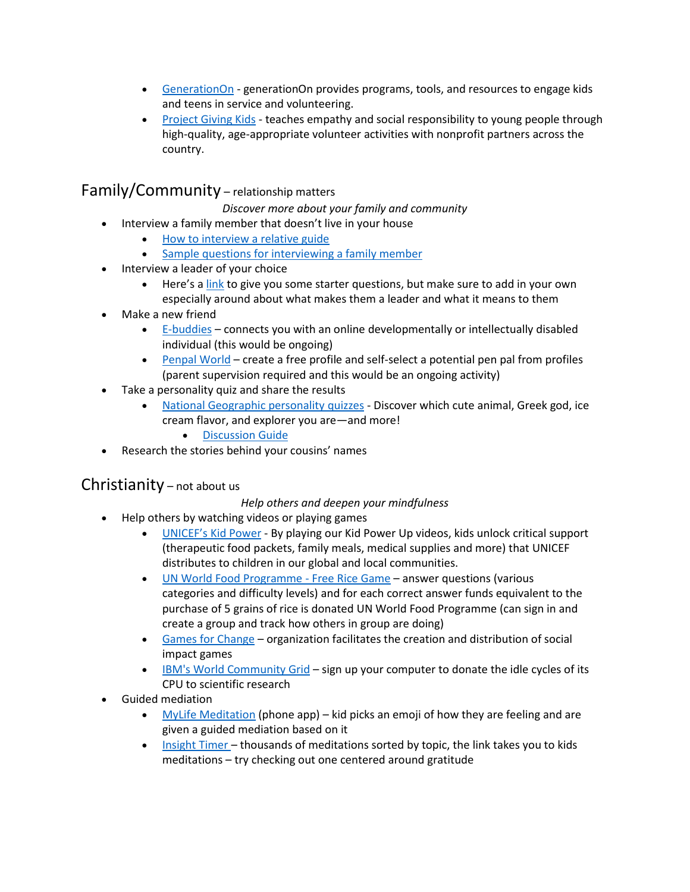- GenerationOn - generationOn provides programs, tools, and resources to engage kids and teens in service and volunteering.
- Project Giving Kids - teaches empathy and social responsibility to young people through high-quality, age-appropriate volunteer activities with nonprofit partners across the country.

## Family/Community – relationship matters

*Discover more about your family and community*

- Interview a family member that doesn't live in your house
  - How to interview a relative guide
  - Sample questions for interviewing a family member
- Interview a leader of your choice
  - Here's a link to give you some starter questions, but make sure to add in your own especially around about what makes them a leader and what it means to them
- Make a new friend
  - E-buddies – connects you with an online developmentally or intellectually disabled individual (this would be ongoing)
  - Penpal World – create a free profile and self-select a potential pen pal from profiles (parent supervision required and this would be an ongoing activity)
- Take a personality quiz and share the results
  - National Geographic personality quizzes - Discover which cute animal, Greek god, ice cream flavor, and explorer you are—and more!
    - Discussion Guide
- Research the stories behind your cousins' names

## Christianity – not about us

*Help others and deepen your mindfulness*

- Help others by watching videos or playing games
  - UNICEF's Kid Power - By playing our Kid Power Up videos, kids unlock critical support (therapeutic food packets, family meals, medical supplies and more) that UNICEF distributes to children in our global and local communities.
  - UN World Food Programme - Free Rice Game – answer questions (various categories and difficulty levels) and for each correct answer funds equivalent to the purchase of 5 grains of rice is donated UN World Food Programme (can sign in and create a group and track how others in group are doing)
  - Games for Change – organization facilitates the creation and distribution of social impact games
  - IBM's World Community Grid – sign up your computer to donate the idle cycles of its CPU to scientific research
- Guided mediation
  - MyLife Meditation (phone app) – kid picks an emoji of how they are feeling and are given a guided mediation based on it
  - Insight Timer – thousands of meditations sorted by topic, the link takes you to kids meditations – try checking out one centered around gratitude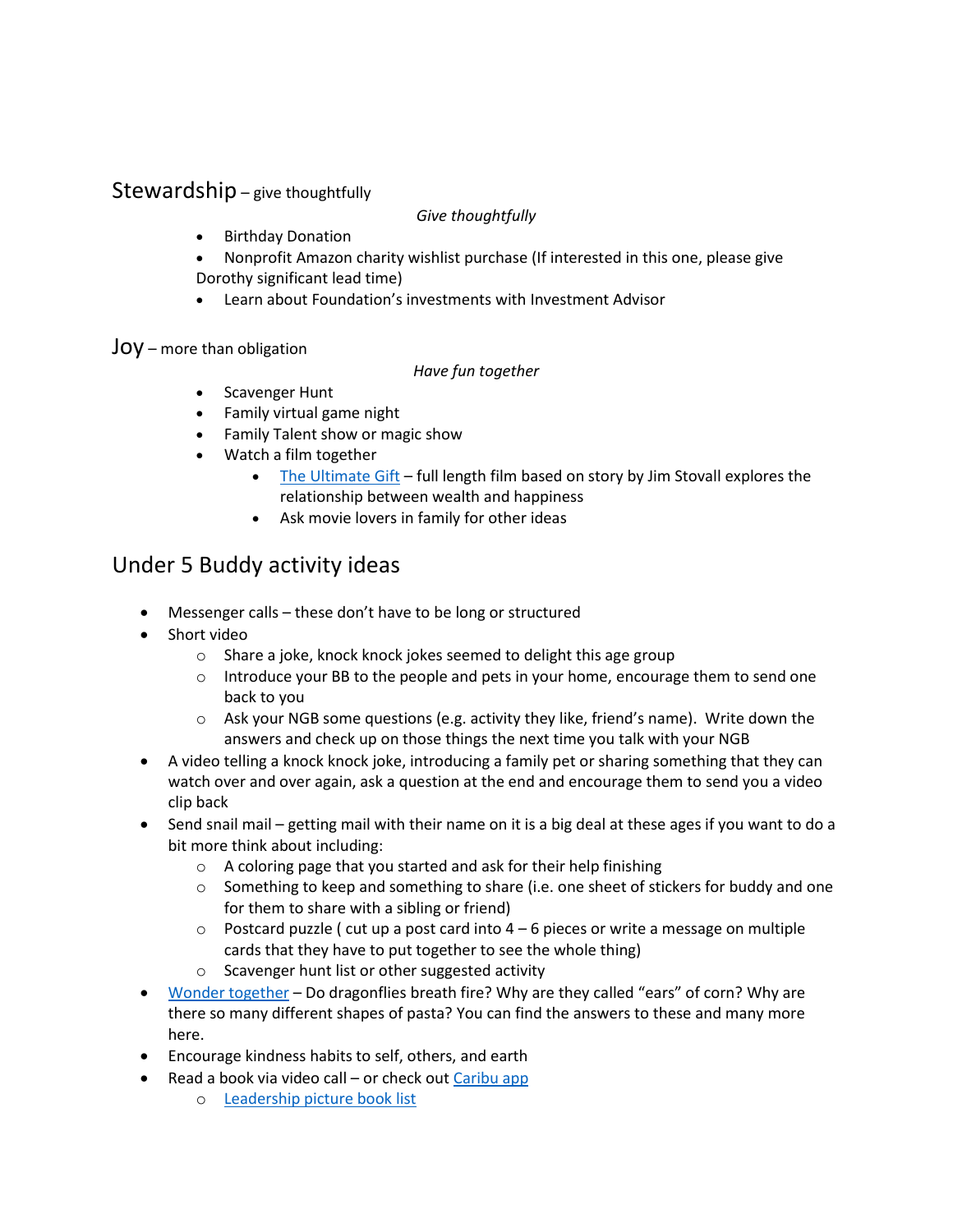## Stewardship – give thoughtfully

*Give thoughtfully*

- Birthday Donation
- Nonprofit Amazon charity wishlist purchase (If interested in this one, please give Dorothy significant lead time)
- Learn about Foundation's investments with Investment Advisor

## Joy – more than obligation

*Have fun together*

- Scavenger Hunt
- Family virtual game night
- Family Talent show or magic show
- Watch a film together
  - The Ultimate Gift – full length film based on story by Jim Stovall explores the relationship between wealth and happiness
  - Ask movie lovers in family for other ideas

# Under 5 Buddy activity ideas

- Messenger calls – these don't have to be long or structured
- Short video
  - Share a joke, knock knock jokes seemed to delight this age group
  - Introduce your BB to the people and pets in your home, encourage them to send one back to you
  - Ask your NGB some questions (e.g. activity they like, friend's name). Write down the answers and check up on those things the next time you talk with your NGB
- A video telling a knock knock joke, introducing a family pet or sharing something that they can watch over and over again, ask a question at the end and encourage them to send you a video clip back
- Send snail mail – getting mail with their name on it is a big deal at these ages if you want to do a bit more think about including:
  - A coloring page that you started and ask for their help finishing
  - Something to keep and something to share (i.e. one sheet of stickers for buddy and one for them to share with a sibling or friend)
  - Postcard puzzle ( cut up a post card into 4 – 6 pieces or write a message on multiple cards that they have to put together to see the whole thing)
  - Scavenger hunt list or other suggested activity
- Wonder together – Do dragonflies breath fire? Why are they called "ears" of corn? Why are there so many different shapes of pasta? You can find the answers to these and many more here.
- Encourage kindness habits to self, others, and earth
- Read a book via video call – or check out Caribu app
  - Leadership picture book list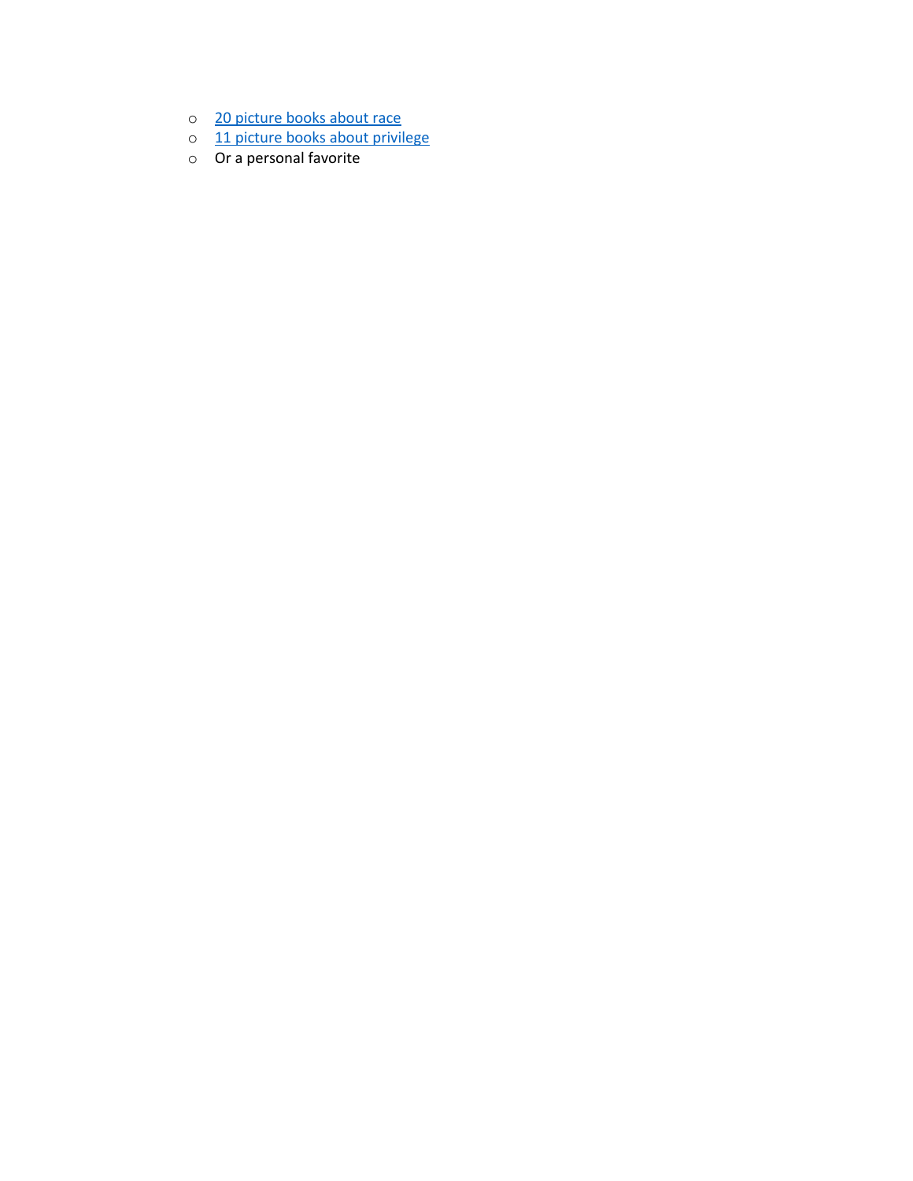- 20 picture books about race
- 11 picture books about privilege
- Or a personal favorite